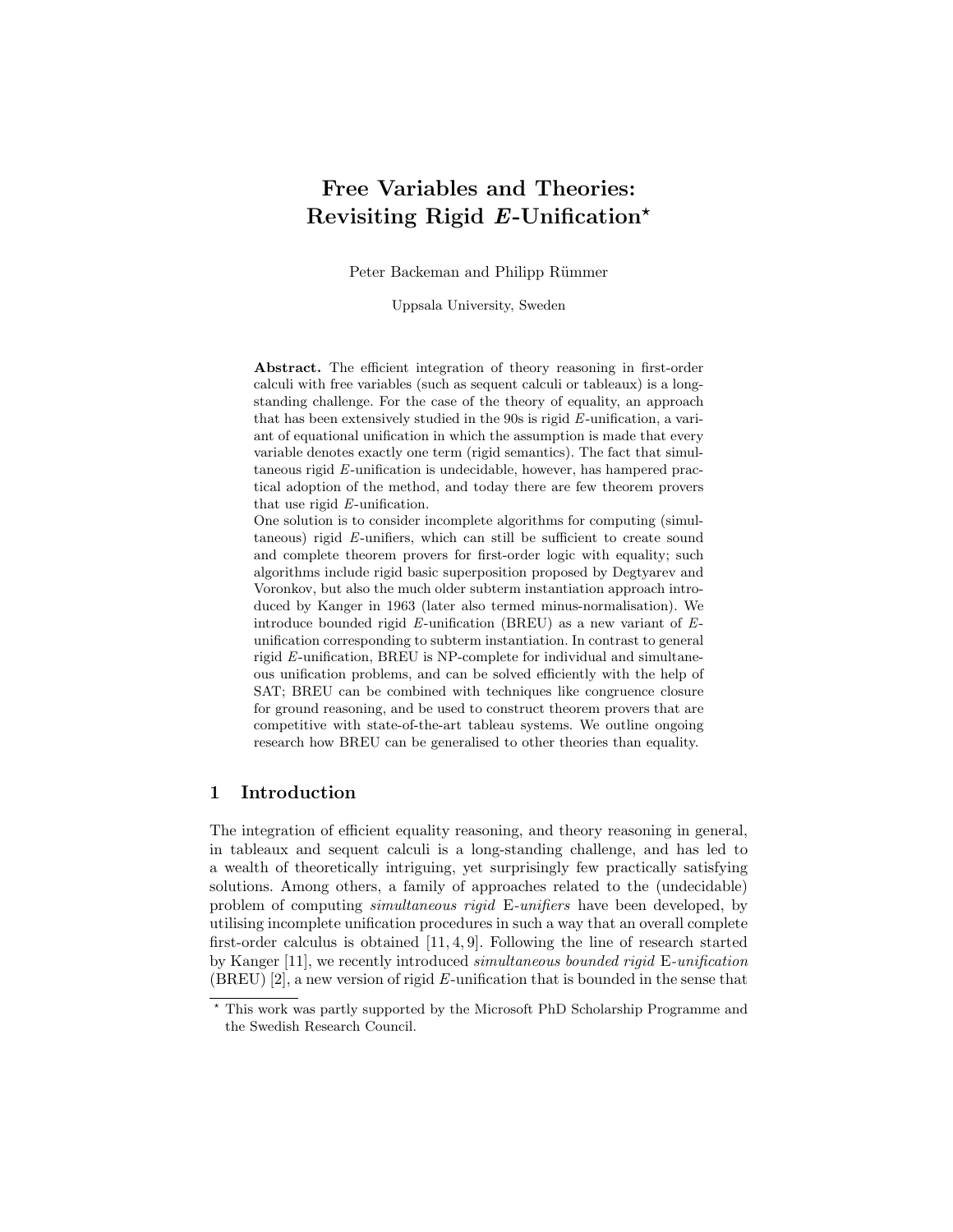# Free Variables and Theories: Revisiting Rigid *E*-Unification*

Peter Backeman and Philipp Rümmer

Uppsala University, Sweden

**Abstract.** The efficient integration of theory reasoning in first-order calculi with free variables (such as sequent calculi or tableaux) is a long-standing challenge. For the case of the theory of equality, an approach that has been extensively studied in the 90s is rigid $E$-unification, a variant of equational unification in which the assumption is made that every variable denotes exactly one term (rigid semantics). The fact that simultaneous rigid $E$-unification is undecidable, however, has hampered practical adoption of the method, and today there are few theorem provers that use rigid $E$-unification.

One solution is to consider incomplete algorithms for computing (simultaneous) rigid $E$-unifiers, which can still be sufficient to create sound and complete theorem provers for first-order logic with equality; such algorithms include rigid basic superposition proposed by Degtyarev and Voronkov, but also the much older subterm instantiation approach introduced by Kanger in 1963 (later also termed minus-normalisation). We introduce bounded rigid $E$-unification (BREU) as a new variant of $E$-unification corresponding to subterm instantiation. In contrast to general rigid $E$-unification, BREU is NP-complete for individual and simultaneous unification problems, and can be solved efficiently with the help of SAT; BREU can be combined with techniques like congruence closure for ground reasoning, and be used to construct theorem provers that are competitive with state-of-the-art tableau systems. We outline ongoing research how BREU can be generalised to other theories than equality.

## 1 Introduction

The integration of efficient equality reasoning, and theory reasoning in general, in tableaux and sequent calculi is a long-standing challenge, and has led to a wealth of theoretically intriguing, yet surprisingly few practically satisfying solutions. Among others, a family of approaches related to the (undecidable) problem of computing *simultaneous rigid* E*-unifiers* have been developed, by utilising incomplete unification procedures in such a way that an overall complete first-order calculus is obtained [11, 4, 9]. Following the line of research started by Kanger [11], we recently introduced *simultaneous bounded rigid* E*-unification* (BREU) [2], a new version of rigid $E$-unification that is bounded in the sense that

* This work was partly supported by the Microsoft PhD Scholarship Programme and the Swedish Research Council.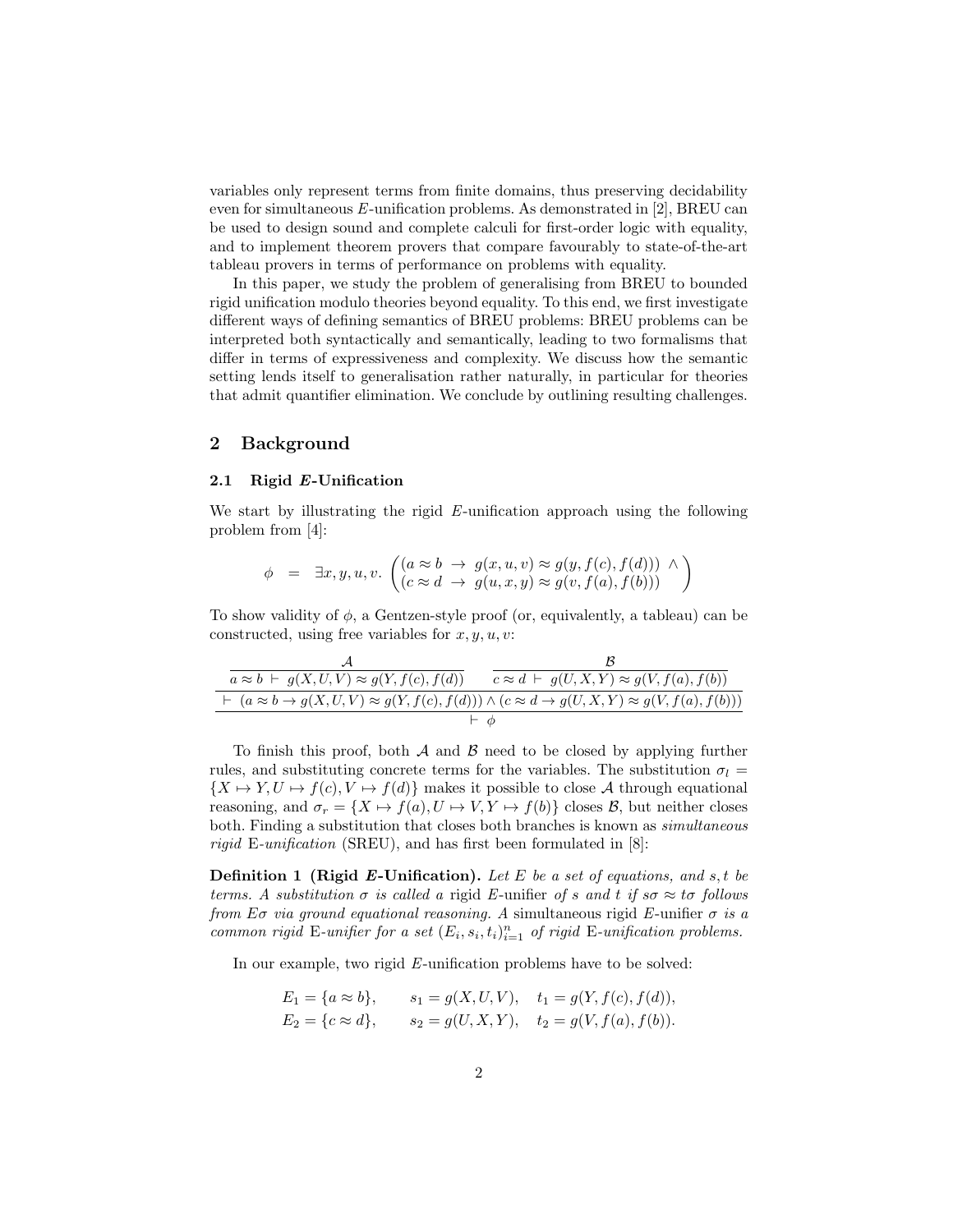variables only represent terms from finite domains, thus preserving decidability even for simultaneous $E$-unification problems. As demonstrated in [2], BREU can be used to design sound and complete calculi for first-order logic with equality, and to implement theorem provers that compare favourably to state-of-the-art tableau provers in terms of performance on problems with equality.

In this paper, we study the problem of generalising from BREU to bounded rigid unification modulo theories beyond equality. To this end, we first investigate different ways of defining semantics of BREU problems: BREU problems can be interpreted both syntactically and semantically, leading to two formalisms that differ in terms of expressiveness and complexity. We discuss how the semantic setting lends itself to generalisation rather naturally, in particular for theories that admit quantifier elimination. We conclude by outlining resulting challenges.

## 2 Background

### 2.1 Rigid *E*-Unification

We start by illustrating the rigid $E$-unification approach using the following problem from [4]:

$$\phi \quad = \quad \exists x, y, u, v. \begin{pmatrix} (a \approx b \;\rightarrow\; g(x,u,v) \approx g(y, f(c), f(d))) \;\wedge \\ (c \approx d \;\rightarrow\; g(u,x,y) \approx g(v, f(a), f(b))) \end{pmatrix}$$

To show validity of $\phi$, a Gentzen-style proof (or, equivalently, a tableau) can be constructed, using free variables for $x, y, u, v$:

$$\dfrac{\dfrac{\dfrac{\mathcal{A}}{a \approx b \;\vdash\; g(X,U,V) \approx g(Y, f(c), f(d))} \qquad \dfrac{\mathcal{B}}{c \approx d \;\vdash\; g(U,X,Y) \approx g(V, f(a), f(b))}}{\vdash\; (a \approx b \rightarrow g(X,U,V) \approx g(Y, f(c), f(d))) \wedge (c \approx d \rightarrow g(U,X,Y) \approx g(V, f(a), f(b)))}}{\vdash\; \phi}$$

To finish this proof, both $\mathcal{A}$ and $\mathcal{B}$ need to be closed by applying further rules, and substituting concrete terms for the variables. The substitution $\sigma_l = \{X \mapsto Y, U \mapsto f(c), V \mapsto f(d)\}$ makes it possible to close $\mathcal{A}$ through equational reasoning, and $\sigma_r = \{X \mapsto f(a), U \mapsto V, Y \mapsto f(b)\}$ closes $\mathcal{B}$, but neither closes both. Finding a substitution that closes both branches is known as *simultaneous rigid* E*-unification* (SREU), and has first been formulated in [8]:

**Definition 1 (Rigid *E*-Unification).** *Let $E$ be a set of equations, and $s, t$ be terms. A substitution $\sigma$ is called a* rigid $E$-unifier *of $s$ and $t$ if $s\sigma \approx t\sigma$ follows from $E\sigma$ via ground equational reasoning. A* simultaneous rigid $E$-unifier *$\sigma$ is a common rigid* E*-unifier for a set $(E_i, s_i, t_i)_{i=1}^n$ of rigid* E*-unification problems.*

In our example, two rigid $E$-unification problems have to be solved:

$$E_1 = \{a \approx b\}, \qquad s_1 = g(X,U,V), \quad t_1 = g(Y, f(c), f(d)),$$
$$E_2 = \{c \approx d\}, \qquad s_2 = g(U,X,Y), \quad t_2 = g(V, f(a), f(b)).$$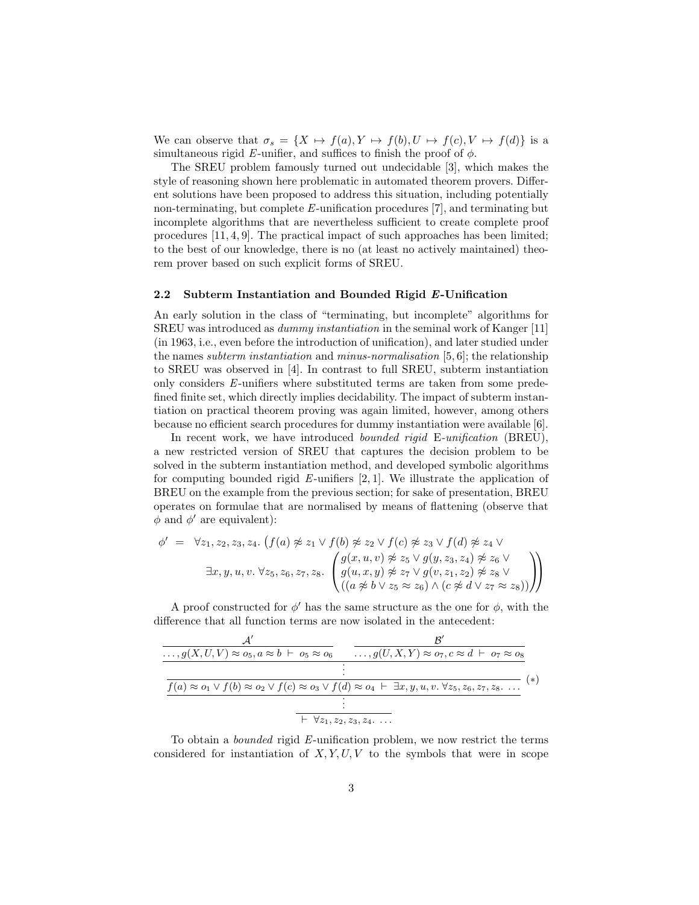We can observe that $\sigma_s = \{X \mapsto f(a), Y \mapsto f(b), U \mapsto f(c), V \mapsto f(d)\}$ is a simultaneous rigid $E$-unifier, and suffices to finish the proof of $\phi$.

The SREU problem famously turned out undecidable [3], which makes the style of reasoning shown here problematic in automated theorem provers. Different solutions have been proposed to address this situation, including potentially non-terminating, but complete $E$-unification procedures [7], and terminating but incomplete algorithms that are nevertheless sufficient to create complete proof procedures [11, 4, 9]. The practical impact of such approaches has been limited; to the best of our knowledge, there is no (at least no actively maintained) theorem prover based on such explicit forms of SREU.

### 2.2 Subterm Instantiation and Bounded Rigid *E*-Unification

An early solution in the class of "terminating, but incomplete" algorithms for SREU was introduced as *dummy instantiation* in the seminal work of Kanger [11] (in 1963, i.e., even before the introduction of unification), and later studied under the names *subterm instantiation* and *minus-normalisation* [5, 6]; the relationship to SREU was observed in [4]. In contrast to full SREU, subterm instantiation only considers $E$-unifiers where substituted terms are taken from some predefined finite set, which directly implies decidability. The impact of subterm instantiation on practical theorem proving was again limited, however, among others because no efficient search procedures for dummy instantiation were available [6].

In recent work, we have introduced *bounded rigid* E*-unification* (BREU), a new restricted version of SREU that captures the decision problem to be solved in the subterm instantiation method, and developed symbolic algorithms for computing bounded rigid $E$-unifiers [2, 1]. We illustrate the application of BREU on the example from the previous section; for sake of presentation, BREU operates on formulae that are normalised by means of flattening (observe that $\phi$ and $\phi'$ are equivalent):

$$\begin{aligned}
\phi' \;=\; & \forall z_1, z_2, z_3, z_4.\ \big(f(a) \not\approx z_1 \vee f(b) \not\approx z_2 \vee f(c) \not\approx z_3 \vee f(d) \not\approx z_4 \vee \\
& \qquad \exists x, y, u, v.\ \forall z_5, z_6, z_7, z_8.\ \begin{pmatrix} g(x,u,v) \not\approx z_5 \vee g(y, z_3, z_4) \not\approx z_6 \vee \\ g(u,x,y) \not\approx z_7 \vee g(v, z_1, z_2) \not\approx z_8 \vee \\ ((a \not\approx b \vee z_5 \approx z_6) \wedge (c \not\approx d \vee z_7 \approx z_8)) \end{pmatrix}\big)
\end{aligned}$$

A proof constructed for $\phi'$ has the same structure as the one for $\phi$, with the difference that all function terms are now isolated in the antecedent:

$$\dfrac{\dfrac{\dfrac{\dfrac{\mathcal{A}'}{\ldots, g(X,U,V) \approx o_5, a \approx b \;\vdash\; o_5 \approx o_6} \qquad \dfrac{\mathcal{B}'}{\ldots, g(U,X,Y) \approx o_7, c \approx d \;\vdash\; o_7 \approx o_8}}{\vdots}}{f(a) \approx o_1 \vee f(b) \approx o_2 \vee f(c) \approx o_3 \vee f(d) \approx o_4 \;\vdash\; \exists x, y, u, v.\ \forall z_5, z_6, z_7, z_8.\ \ldots}\;(*)}{\dfrac{\vdots}{\vdash\; \forall z_1, z_2, z_3, z_4.\ \ldots}}$$

To obtain a *bounded* rigid $E$-unification problem, we now restrict the terms considered for instantiation of $X, Y, U, V$ to the symbols that were in scope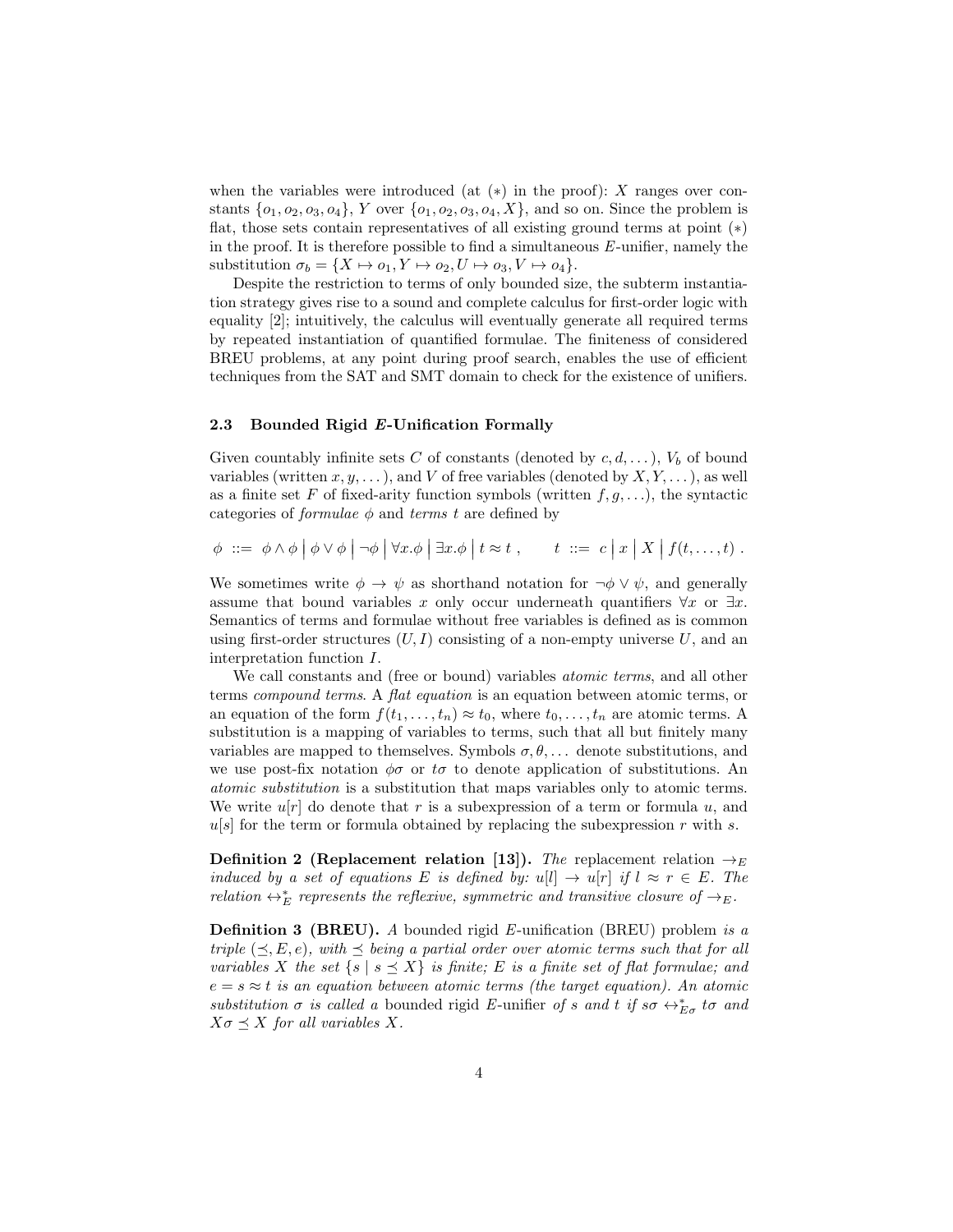when the variables were introduced (at $(*)$ in the proof): $X$ ranges over constants $\{o_1, o_2, o_3, o_4\}$, $Y$ over $\{o_1, o_2, o_3, o_4, X\}$, and so on. Since the problem is flat, those sets contain representatives of all existing ground terms at point $(*)$ in the proof. It is therefore possible to find a simultaneous $E$-unifier, namely the substitution $\sigma_b = \{X \mapsto o_1, Y \mapsto o_2, U \mapsto o_3, V \mapsto o_4\}$.

Despite the restriction to terms of only bounded size, the subterm instantiation strategy gives rise to a sound and complete calculus for first-order logic with equality [2]; intuitively, the calculus will eventually generate all required terms by repeated instantiation of quantified formulae. The finiteness of considered BREU problems, at any point during proof search, enables the use of efficient techniques from the SAT and SMT domain to check for the existence of unifiers.

### 2.3 Bounded Rigid $E$-Unification Formally

Given countably infinite sets $C$ of constants (denoted by $c, d, \dots$), $V_b$ of bound variables (written $x, y, \dots$), and $V$ of free variables (denoted by $X, Y, \dots$), as well as a finite set $F$ of fixed-arity function symbols (written $f, g, \dots$), the syntactic categories of *formulae* $\phi$ and *terms* $t$ are defined by

$$\phi \ ::= \ \phi \wedge \phi \mid \phi \vee \phi \mid \neg\phi \mid \forall x.\phi \mid \exists x.\phi \mid t \approx t \ , \qquad t \ ::= \ c \mid x \mid X \mid f(t, \dots, t) \ .$$

We sometimes write $\phi \rightarrow \psi$ as shorthand notation for $\neg\phi \vee \psi$, and generally assume that bound variables $x$ only occur underneath quantifiers $\forall x$ or $\exists x$. Semantics of terms and formulae without free variables is defined as is common using first-order structures $(U, I)$ consisting of a non-empty universe $U$, and an interpretation function $I$.

We call constants and (free or bound) variables *atomic terms*, and all other terms *compound terms*. A *flat equation* is an equation between atomic terms, or an equation of the form $f(t_1, \dots, t_n) \approx t_0$, where $t_0, \dots, t_n$ are atomic terms. A substitution is a mapping of variables to terms, such that all but finitely many variables are mapped to themselves. Symbols $\sigma, \theta, \dots$ denote substitutions, and we use post-fix notation $\phi\sigma$ or $t\sigma$ to denote application of substitutions. An *atomic substitution* is a substitution that maps variables only to atomic terms. We write $u[r]$ do denote that $r$ is a subexpression of a term or formula $u$, and $u[s]$ for the term or formula obtained by replacing the subexpression $r$ with $s$.

**Definition 2 (Replacement relation [13]).** *The* replacement relation $\rightarrow_E$ *induced by a set of equations $E$ is defined by: $u[l] \rightarrow u[r]$ if $l \approx r \in E$. The relation $\leftrightarrow_E^*$ represents the reflexive, symmetric and transitive closure of $\rightarrow_E$.*

**Definition 3 (BREU).** *A* bounded rigid $E$-unification (BREU) problem *is a triple $(\preceq, E, e)$, with $\preceq$ being a partial order over atomic terms such that for all variables $X$ the set $\{s \mid s \preceq X\}$ is finite; $E$ is a finite set of flat formulae; and $e = s \approx t$ is an equation between atomic terms (the target equation). An atomic substitution $\sigma$ is called a* bounded rigid $E$-unifier *of $s$ and $t$ if $s\sigma \leftrightarrow_{E\sigma}^* t\sigma$ and $X\sigma \preceq X$ for all variables $X$.*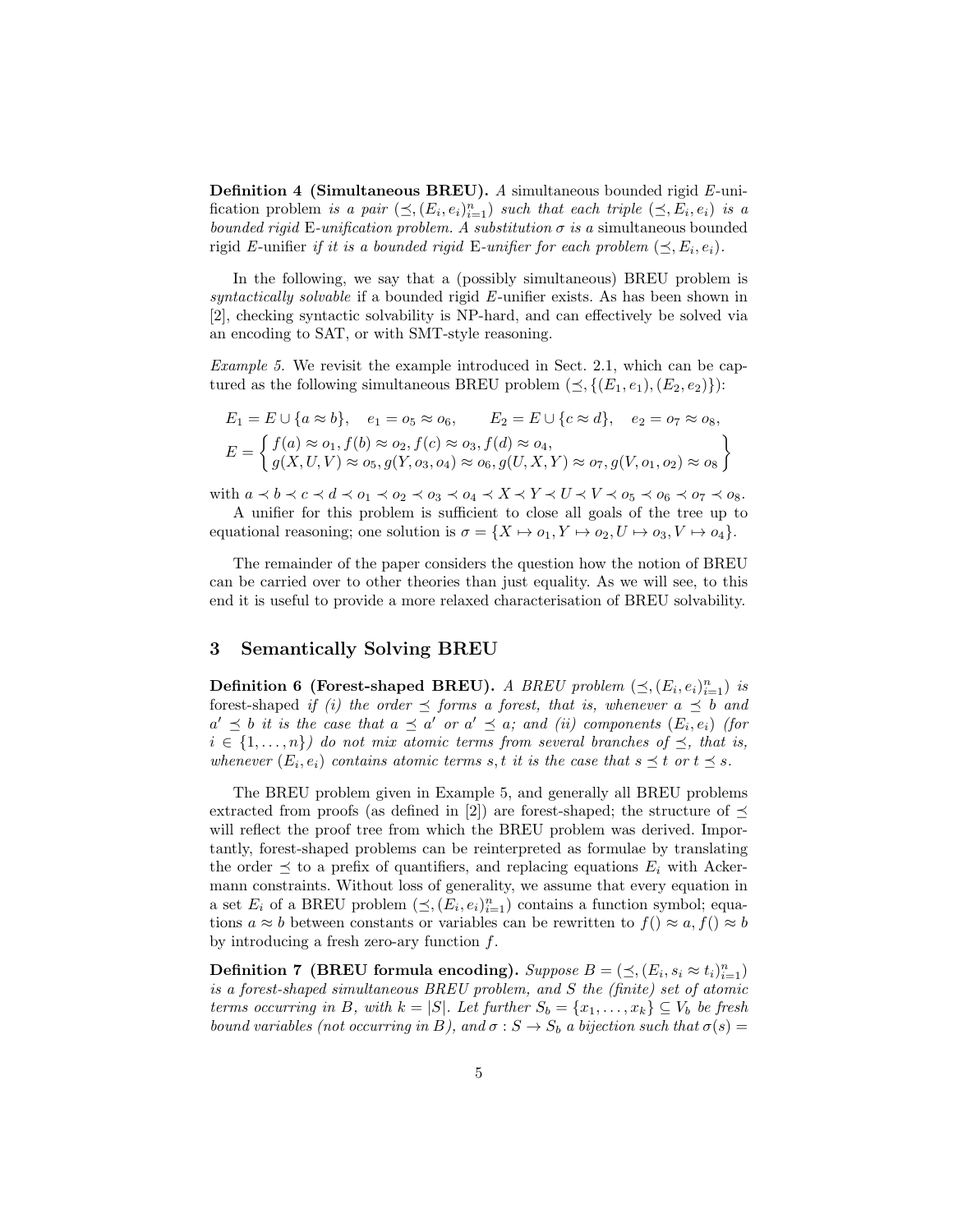**Definition 4 (Simultaneous BREU).** *A* simultaneous bounded rigid *E*-unification problem *is a pair* $(\preceq, (E_i, e_i)_{i=1}^n)$ *such that each triple* $(\preceq, E_i, e_i)$ *is a bounded rigid* E*-unification problem. A substitution* $\sigma$ *is a* simultaneous bounded rigid *E*-unifier *if it is a bounded rigid* E*-unifier for each problem* $(\preceq, E_i, e_i)$*.*

In the following, we say that a (possibly simultaneous) BREU problem is *syntactically solvable* if a bounded rigid *E*-unifier exists. As has been shown in [2], checking syntactic solvability is NP-hard, and can effectively be solved via an encoding to SAT, or with SMT-style reasoning.

*Example 5.* We revisit the example introduced in Sect. 2.1, which can be captured as the following simultaneous BREU problem $(\preceq, \{(E_1, e_1), (E_2, e_2)\})$:

$$E_1 = E \cup \{a \approx b\}, \quad e_1 = o_5 \approx o_6, \qquad E_2 = E \cup \{c \approx d\}, \quad e_2 = o_7 \approx o_8,$$
$$E = \left\{ \begin{array}{l} f(a) \approx o_1, f(b) \approx o_2, f(c) \approx o_3, f(d) \approx o_4, \\ g(X, U, V) \approx o_5, g(Y, o_3, o_4) \approx o_6, g(U, X, Y) \approx o_7, g(V, o_1, o_2) \approx o_8 \end{array} \right\}$$

with $a \prec b \prec c \prec d \prec o_1 \prec o_2 \prec o_3 \prec o_4 \prec X \prec Y \prec U \prec V \prec o_5 \prec o_6 \prec o_7 \prec o_8$.

A unifier for this problem is sufficient to close all goals of the tree up to equational reasoning; one solution is $\sigma = \{X \mapsto o_1, Y \mapsto o_2, U \mapsto o_3, V \mapsto o_4\}$.

The remainder of the paper considers the question how the notion of BREU can be carried over to other theories than just equality. As we will see, to this end it is useful to provide a more relaxed characterisation of BREU solvability.

## 3 Semantically Solving BREU

**Definition 6 (Forest-shaped BREU).** *A BREU problem* $(\preceq, (E_i, e_i)_{i=1}^n)$ *is* forest-shaped *if (i) the order* $\preceq$ *forms a forest, that is, whenever* $a \preceq b$ *and* $a' \preceq b$ *it is the case that* $a \preceq a'$ *or* $a' \preceq a$*; and (ii) components* $(E_i, e_i)$ *(for* $i \in \{1, \ldots, n\}$*) do not mix atomic terms from several branches of* $\preceq$*, that is, whenever* $(E_i, e_i)$ *contains atomic terms* $s, t$ *it is the case that* $s \preceq t$ *or* $t \preceq s$*.*

The BREU problem given in Example 5, and generally all BREU problems extracted from proofs (as defined in [2]) are forest-shaped; the structure of $\preceq$ will reflect the proof tree from which the BREU problem was derived. Importantly, forest-shaped problems can be reinterpreted as formulae by translating the order $\preceq$ to a prefix of quantifiers, and replacing equations $E_i$ with Ackermann constraints. Without loss of generality, we assume that every equation in a set $E_i$ of a BREU problem $(\preceq, (E_i, e_i)_{i=1}^n)$ contains a function symbol; equations $a \approx b$ between constants or variables can be rewritten to $f() \approx a, f() \approx b$ by introducing a fresh zero-ary function $f$.

**Definition 7 (BREU formula encoding).** *Suppose* $B = (\preceq, (E_i, s_i \approx t_i)_{i=1}^n)$ *is a forest-shaped simultaneous BREU problem, and* $S$ *the (finite) set of atomic terms occurring in* $B$*, with* $k = |S|$*. Let further* $S_b = \{x_1, \ldots, x_k\} \subseteq V_b$ *be fresh bound variables (not occurring in* $B$*), and* $\sigma : S \to S_b$ *a bijection such that* $\sigma(s) =$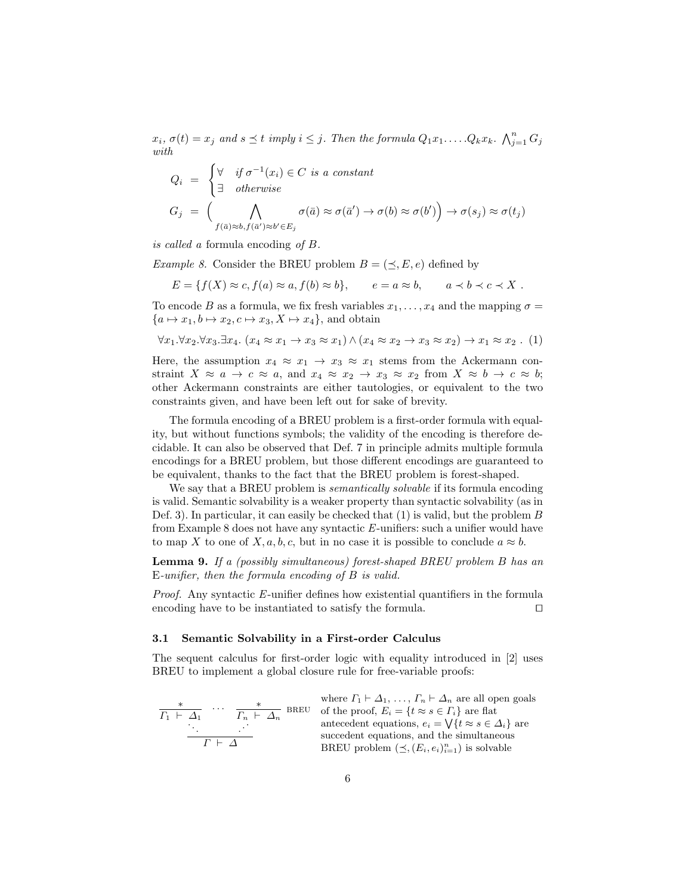$x_i$, $\sigma(t) = x_j$ *and* $s \preceq t$ *imply* $i \leq j$. *Then the formula* $Q_1 x_1. \ldots .Q_k x_k.\ \bigwedge_{j=1}^{n} G_j$ *with*

$$Q_i \;=\; \begin{cases} \forall & \text{if } \sigma^{-1}(x_i) \in C \text{ is a constant} \\ \exists & \text{otherwise} \end{cases}$$

$$G_j \;=\; \Big( \bigwedge_{f(\bar{a}) \approx b, f(\bar{a}') \approx b' \in E_j} \sigma(\bar{a}) \approx \sigma(\bar{a}') \to \sigma(b) \approx \sigma(b') \Big) \to \sigma(s_j) \approx \sigma(t_j)$$

*is called a* formula encoding *of* $B$.

*Example 8.* Consider the BREU problem $B = (\preceq, E, e)$ defined by

$$E = \{f(X) \approx c, f(a) \approx a, f(b) \approx b\}, \qquad e = a \approx b, \qquad a \prec b \prec c \prec X \;.$$

To encode $B$ as a formula, we fix fresh variables $x_1, \ldots, x_4$ and the mapping $\sigma = \{a \mapsto x_1, b \mapsto x_2, c \mapsto x_3, X \mapsto x_4\}$, and obtain

$$\forall x_1.\forall x_2.\forall x_3.\exists x_4.\ (x_4 \approx x_1 \to x_3 \approx x_1) \wedge (x_4 \approx x_2 \to x_3 \approx x_2) \to x_1 \approx x_2 \;. \quad (1)$$

Here, the assumption $x_4 \approx x_1 \to x_3 \approx x_1$ stems from the Ackermann constraint $X \approx a \to c \approx a$, and $x_4 \approx x_2 \to x_3 \approx x_2$ from $X \approx b \to c \approx b$; other Ackermann constraints are either tautologies, or equivalent to the two constraints given, and have been left out for sake of brevity.

The formula encoding of a BREU problem is a first-order formula with equality, but without functions symbols; the validity of the encoding is therefore decidable. It can also be observed that Def. 7 in principle admits multiple formula encodings for a BREU problem, but those different encodings are guaranteed to be equivalent, thanks to the fact that the BREU problem is forest-shaped.

We say that a BREU problem is *semantically solvable* if its formula encoding is valid. Semantic solvability is a weaker property than syntactic solvability (as in Def. 3). In particular, it can easily be checked that (1) is valid, but the problem $B$ from Example 8 does not have any syntactic $E$-unifiers: such a unifier would have to map $X$ to one of $X, a, b, c$, but in no case it is possible to conclude $a \approx b$.

**Lemma 9.** *If a (possibly simultaneous) forest-shaped BREU problem* $B$ *has an* E*-unifier, then the formula encoding of* $B$ *is valid.*

*Proof.* Any syntactic $E$-unifier defines how existential quantifiers in the formula encoding have to be instantiated to satisfy the formula. $\square$

### 3.1 Semantic Solvability in a First-order Calculus

The sequent calculus for first-order logic with equality introduced in [2] uses BREU to implement a global closure rule for free-variable proofs:

$$\dfrac{\dfrac{*}{\Gamma_1 \vdash \Delta_1} \quad \cdots \quad \dfrac{*}{\Gamma_n \vdash \Delta_n}\ \text{BREU}}{\Gamma \vdash \Delta}$$

where $\Gamma_1 \vdash \Delta_1, \ldots, \Gamma_n \vdash \Delta_n$ are all open goals of the proof, $E_i = \{t \approx s \in \Gamma_i\}$ are flat antecedent equations, $e_i = \bigvee\{t \approx s \in \Delta_i\}$ are succedent equations, and the simultaneous BREU problem $(\preceq, (E_i, e_i)_{i=1}^n)$ is solvable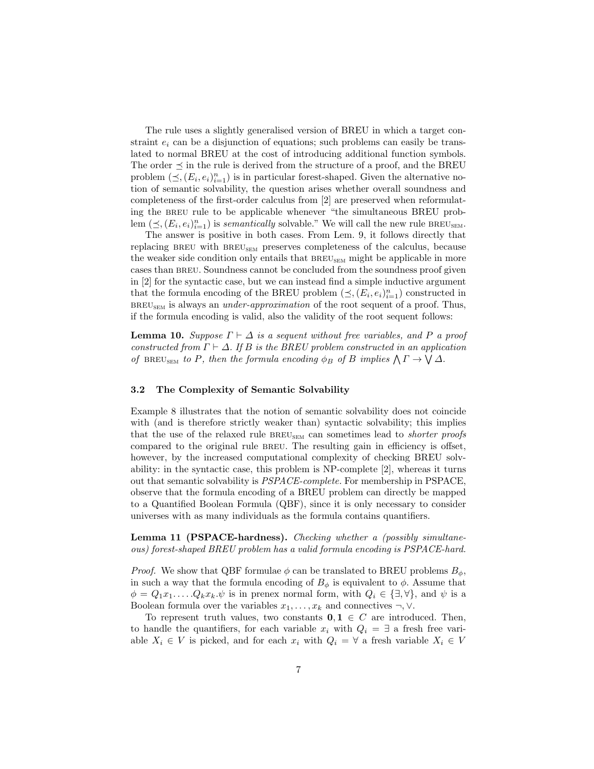The rule uses a slightly generalised version of BREU in which a target constraint $e_i$ can be a disjunction of equations; such problems can easily be translated to normal BREU at the cost of introducing additional function symbols. The order $\preceq$ in the rule is derived from the structure of a proof, and the BREU problem $(\preceq, (E_i, e_i)_{i=1}^n)$ is in particular forest-shaped. Given the alternative notion of semantic solvability, the question arises whether overall soundness and completeness of the first-order calculus from [2] are preserved when reformulating the BREU rule to be applicable whenever "the simultaneous BREU problem $(\preceq, (E_i, e_i)_{i=1}^n)$ is *semantically* solvable." We will call the new rule $\text{BREU}_{\text{SEM}}$.

The answer is positive in both cases. From Lem. 9, it follows directly that replacing BREU with $\text{BREU}_{\text{SEM}}$ preserves completeness of the calculus, because the weaker side condition only entails that $\text{BREU}_{\text{SEM}}$ might be applicable in more cases than BREU. Soundness cannot be concluded from the soundness proof given in [2] for the syntactic case, but we can instead find a simple inductive argument that the formula encoding of the BREU problem $(\preceq, (E_i, e_i)_{i=1}^n)$ constructed in $\text{BREU}_{\text{SEM}}$ is always an *under-approximation* of the root sequent of a proof. Thus, if the formula encoding is valid, also the validity of the root sequent follows:

**Lemma 10.** *Suppose $\Gamma \vdash \Delta$ is a sequent without free variables, and $P$ a proof constructed from $\Gamma \vdash \Delta$. If $B$ is the BREU problem constructed in an application of $\text{BREU}_{\text{SEM}}$ to $P$, then the formula encoding $\phi_B$ of $B$ implies $\bigwedge \Gamma \to \bigvee \Delta$.*

### 3.2 The Complexity of Semantic Solvability

Example 8 illustrates that the notion of semantic solvability does not coincide with (and is therefore strictly weaker than) syntactic solvability; this implies that the use of the relaxed rule $\text{BREU}_{\text{SEM}}$ can sometimes lead to *shorter proofs* compared to the original rule BREU. The resulting gain in efficiency is offset, however, by the increased computational complexity of checking BREU solvability: in the syntactic case, this problem is NP-complete [2], whereas it turns out that semantic solvability is *PSPACE-complete.* For membership in PSPACE, observe that the formula encoding of a BREU problem can directly be mapped to a Quantified Boolean Formula (QBF), since it is only necessary to consider universes with as many individuals as the formula contains quantifiers.

**Lemma 11 (PSPACE-hardness).** *Checking whether a (possibly simultaneous) forest-shaped BREU problem has a valid formula encoding is PSPACE-hard.*

*Proof.* We show that QBF formulae $\phi$ can be translated to BREU problems $B_\phi$, in such a way that the formula encoding of $B_\phi$ is equivalent to $\phi$. Assume that $\phi = Q_1 x_1. \dots .Q_k x_k.\psi$ is in prenex normal form, with $Q_i \in \{\exists, \forall\}$, and $\psi$ is a Boolean formula over the variables $x_1, \dots, x_k$ and connectives $\neg, \vee$.

To represent truth values, two constants $\mathbf{0}, \mathbf{1} \in C$ are introduced. Then, to handle the quantifiers, for each variable $x_i$ with $Q_i = \exists$ a fresh free variable $X_i \in V$ is picked, and for each $x_i$ with $Q_i = \forall$ a fresh variable $X_i \in V$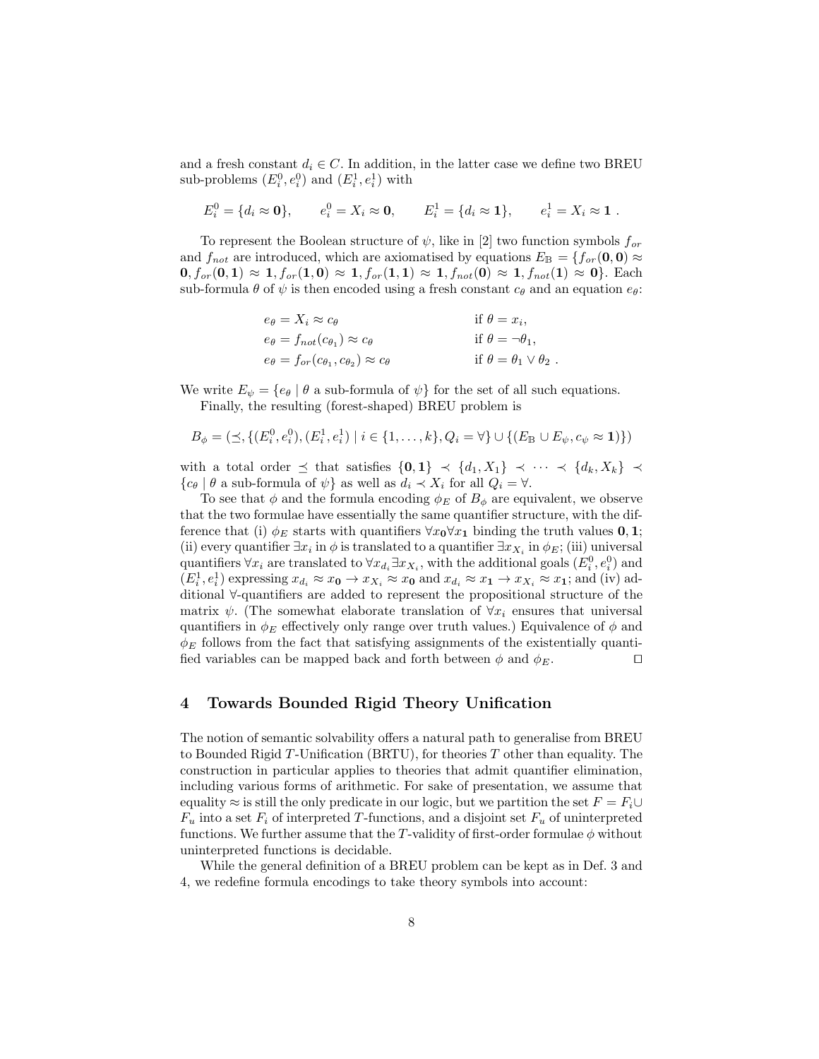and a fresh constant $d_i \in C$. In addition, in the latter case we define two BREU sub-problems $(E_i^0, e_i^0)$ and $(E_i^1, e_i^1)$ with

$$E_i^0 = \{d_i \approx \mathbf{0}\}, \qquad e_i^0 = X_i \approx \mathbf{0}, \qquad E_i^1 = \{d_i \approx \mathbf{1}\}, \qquad e_i^1 = X_i \approx \mathbf{1} \ .$$

To represent the Boolean structure of $\psi$, like in [2] two function symbols $f_{or}$ and $f_{not}$ are introduced, which are axiomatised by equations $E_{\mathbb{B}} = \{f_{or}(\mathbf{0}, \mathbf{0}) \approx \mathbf{0}, f_{or}(\mathbf{0}, \mathbf{1}) \approx \mathbf{1}, f_{or}(\mathbf{1}, \mathbf{0}) \approx \mathbf{1}, f_{or}(\mathbf{1}, \mathbf{1}) \approx \mathbf{1}, f_{not}(\mathbf{0}) \approx \mathbf{1}, f_{not}(\mathbf{1}) \approx \mathbf{0}\}$. Each sub-formula $\theta$ of $\psi$ is then encoded using a fresh constant $c_\theta$ and an equation $e_\theta$:

$$\begin{aligned}
e_\theta &= X_i \approx c_\theta && \text{if } \theta = x_i, \\
e_\theta &= f_{not}(c_{\theta_1}) \approx c_\theta && \text{if } \theta = \neg\theta_1, \\
e_\theta &= f_{or}(c_{\theta_1}, c_{\theta_2}) \approx c_\theta && \text{if } \theta = \theta_1 \vee \theta_2 \ .
\end{aligned}$$

We write $E_\psi = \{e_\theta \mid \theta \text{ a sub-formula of } \psi\}$ for the set of all such equations.

Finally, the resulting (forest-shaped) BREU problem is

$$B_\phi = (\preceq, \{(E_i^0, e_i^0), (E_i^1, e_i^1) \mid i \in \{1, \ldots, k\}, Q_i = \forall\} \cup \{(E_{\mathbb{B}} \cup E_\psi, c_\psi \approx \mathbf{1})\})$$

with a total order $\preceq$ that satisfies $\{\mathbf{0}, \mathbf{1}\} \prec \{d_1, X_1\} \prec \cdots \prec \{d_k, X_k\} \prec \{c_\theta \mid \theta \text{ a sub-formula of } \psi\}$ as well as $d_i \prec X_i$ for all $Q_i = \forall$.

To see that $\phi$ and the formula encoding $\phi_E$ of $B_\phi$ are equivalent, we observe that the two formulae have essentially the same quantifier structure, with the difference that (i) $\phi_E$ starts with quantifiers $\forall x_{\mathbf{0}} \forall x_{\mathbf{1}}$ binding the truth values $\mathbf{0}, \mathbf{1}$; (ii) every quantifier $\exists x_i$ in $\phi$ is translated to a quantifier $\exists x_{X_i}$ in $\phi_E$; (iii) universal quantifiers $\forall x_i$ are translated to $\forall x_{d_i} \exists x_{X_i}$, with the additional goals $(E_i^0, e_i^0)$ and $(E_i^1, e_i^1)$ expressing $x_{d_i} \approx x_{\mathbf{0}} \to x_{X_i} \approx x_{\mathbf{0}}$ and $x_{d_i} \approx x_{\mathbf{1}} \to x_{X_i} \approx x_{\mathbf{1}}$; and (iv) additional $\forall$-quantifiers are added to represent the propositional structure of the matrix $\psi$. (The somewhat elaborate translation of $\forall x_i$ ensures that universal quantifiers in $\phi_E$ effectively only range over truth values.) Equivalence of $\phi$ and $\phi_E$ follows from the fact that satisfying assignments of the existentially quantified variables can be mapped back and forth between $\phi$ and $\phi_E$. ⊓⊔

## 4 Towards Bounded Rigid Theory Unification

The notion of semantic solvability offers a natural path to generalise from BREU to Bounded Rigid $T$-Unification (BRTU), for theories $T$ other than equality. The construction in particular applies to theories that admit quantifier elimination, including various forms of arithmetic. For sake of presentation, we assume that equality $\approx$ is still the only predicate in our logic, but we partition the set $F = F_i \cup F_u$ into a set $F_i$ of interpreted $T$-functions, and a disjoint set $F_u$ of uninterpreted functions. We further assume that the $T$-validity of first-order formulae $\phi$ without uninterpreted functions is decidable.

While the general definition of a BREU problem can be kept as in Def. 3 and 4, we redefine formula encodings to take theory symbols into account: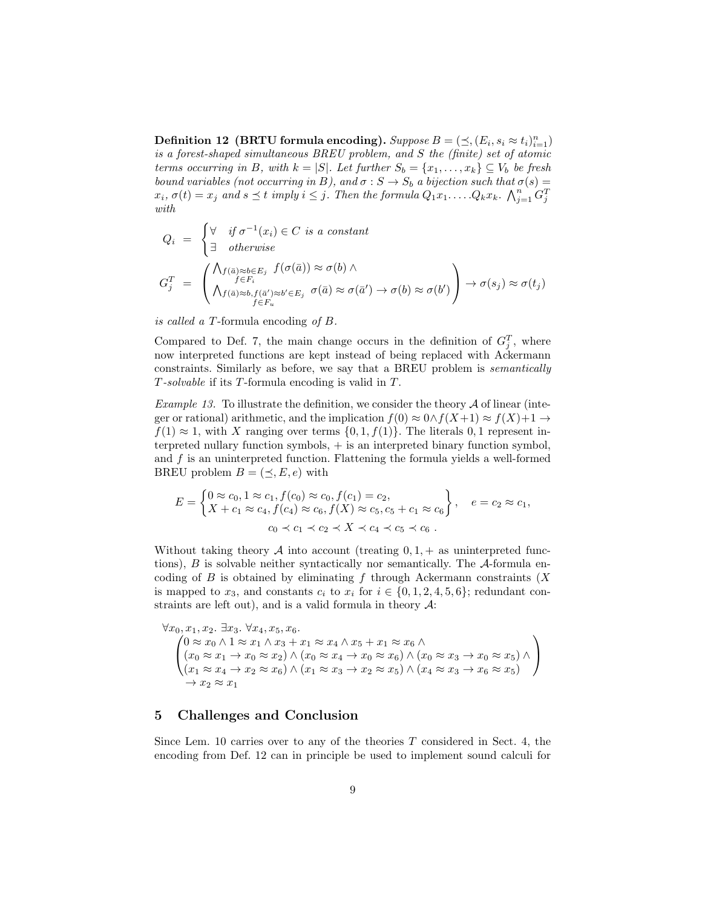**Definition 12 (BRTU formula encoding).** *Suppose $B = (\preceq, (E_i, s_i \approx t_i)_{i=1}^n)$ is a forest-shaped simultaneous BREU problem, and $S$ the (finite) set of atomic terms occurring in $B$, with $k = |S|$. Let further $S_b = \{x_1, \ldots, x_k\} \subseteq V_b$ be fresh bound variables (not occurring in $B$), and $\sigma : S \to S_b$ a bijection such that $\sigma(s) = x_i$, $\sigma(t) = x_j$ and $s \preceq t$ imply $i \leq j$. Then the formula $Q_1 x_1. \ldots. Q_k x_k. \bigwedge_{j=1}^n G_j^T$ with*

$$Q_i = \begin{cases} \forall & \text{if } \sigma^{-1}(x_i) \in C \text{ is a constant} \\ \exists & \text{otherwise} \end{cases}$$

$$G_j^T = \begin{pmatrix} \bigwedge_{\substack{f(\bar{a}) \approx b \in E_j \\ f \in F_i}} f(\sigma(\bar{a})) \approx \sigma(b) \wedge \\ \bigwedge_{\substack{f(\bar{a}) \approx b, f(\bar{a}') \approx b' \in E_j \\ f \in F_u}} \sigma(\bar{a}) \approx \sigma(\bar{a}') \to \sigma(b) \approx \sigma(b') \end{pmatrix} \to \sigma(s_j) \approx \sigma(t_j)$$

*is called a $T$-*formula encoding *of $B$.*

Compared to Def. 7, the main change occurs in the definition of $G_j^T$, where now interpreted functions are kept instead of being replaced with Ackermann constraints. Similarly as before, we say that a BREU problem is *semantically $T$-solvable* if its $T$-formula encoding is valid in $T$.

*Example 13.* To illustrate the definition, we consider the theory $\mathcal{A}$ of linear (integer or rational) arithmetic, and the implication $f(0) \approx 0 \wedge f(X+1) \approx f(X)+1 \to f(1) \approx 1$, with $X$ ranging over terms $\{0, 1, f(1)\}$. The literals $0, 1$ represent interpreted nullary function symbols, $+$ is an interpreted binary function symbol, and $f$ is an uninterpreted function. Flattening the formula yields a well-formed BREU problem $B = (\preceq, E, e)$ with

$$E = \begin{Bmatrix} 0 \approx c_0, 1 \approx c_1, f(c_0) \approx c_0, f(c_1) = c_2, \\ X + c_1 \approx c_4, f(c_4) \approx c_6, f(X) \approx c_5, c_5 + c_1 \approx c_6 \end{Bmatrix}, \quad e = c_2 \approx c_1,$$

$$c_0 \prec c_1 \prec c_2 \prec X \prec c_4 \prec c_5 \prec c_6 \ .$$

Without taking theory $\mathcal{A}$ into account (treating $0, 1, +$ as uninterpreted functions), $B$ is solvable neither syntactically nor semantically. The $\mathcal{A}$-formula encoding of $B$ is obtained by eliminating $f$ through Ackermann constraints ($X$ is mapped to $x_3$, and constants $c_i$ to $x_i$ for $i \in \{0, 1, 2, 4, 5, 6\}$; redundant constraints are left out), and is a valid formula in theory $\mathcal{A}$:

$$\begin{array}{l} \forall x_0, x_1, x_2.\ \exists x_3.\ \forall x_4, x_5, x_6. \\ \begin{pmatrix} 0 \approx x_0 \wedge 1 \approx x_1 \wedge x_3 + x_1 \approx x_4 \wedge x_5 + x_1 \approx x_6 \wedge \\ (x_0 \approx x_1 \to x_0 \approx x_2) \wedge (x_0 \approx x_4 \to x_0 \approx x_6) \wedge (x_0 \approx x_3 \to x_0 \approx x_5) \wedge \\ (x_1 \approx x_4 \to x_2 \approx x_6) \wedge (x_1 \approx x_3 \to x_2 \approx x_5) \wedge (x_4 \approx x_3 \to x_6 \approx x_5) \end{pmatrix} \\ \quad \to x_2 \approx x_1 \end{array}$$

## 5 Challenges and Conclusion

Since Lem. 10 carries over to any of the theories $T$ considered in Sect. 4, the encoding from Def. 12 can in principle be used to implement sound calculi for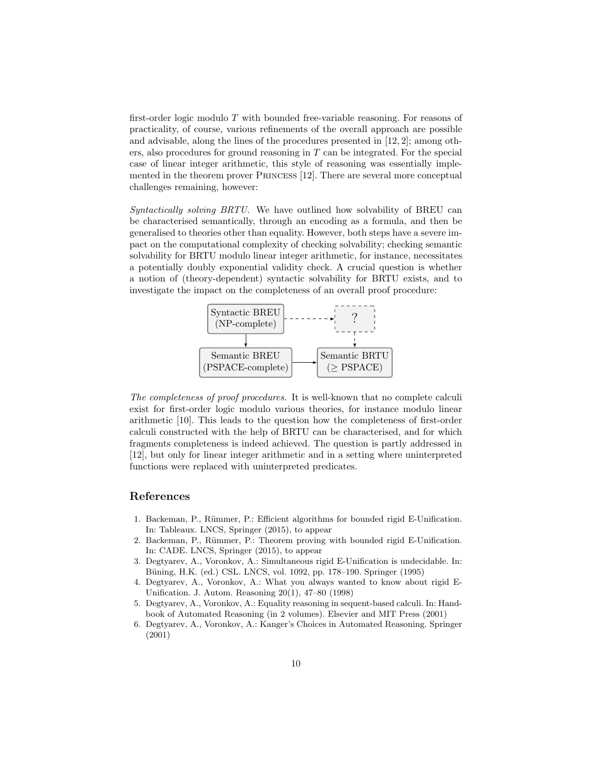first-order logic modulo $T$ with bounded free-variable reasoning. For reasons of practicality, of course, various refinements of the overall approach are possible and advisable, along the lines of the procedures presented in [12, 2]; among others, also procedures for ground reasoning in $T$ can be integrated. For the special case of linear integer arithmetic, this style of reasoning was essentially implemented in the theorem prover Princess [12]. There are several more conceptual challenges remaining, however:

*Syntactically solving BRTU.* We have outlined how solvability of BREU can be characterised semantically, through an encoding as a formula, and then be generalised to theories other than equality. However, both steps have a severe impact on the computational complexity of checking solvability; checking semantic solvability for BRTU modulo linear integer arithmetic, for instance, necessitates a potentially doubly exponential validity check. A crucial question is whether a notion of (theory-dependent) syntactic solvability for BRTU exists, and to investigate the impact on the completeness of an overall proof procedure:

| Syntactic BREU (NP-complete) | - - → | ? |
|---|---|---|
| ↓ | | ↓ (dashed) |
| Semantic BREU (PSPACE-complete) | → | Semantic BRTU ($\geq$ PSPACE) |

*The completeness of proof procedures.* It is well-known that no complete calculi exist for first-order logic modulo various theories, for instance modulo linear arithmetic [10]. This leads to the question how the completeness of first-order calculi constructed with the help of BRTU can be characterised, and for which fragments completeness is indeed achieved. The question is partly addressed in [12], but only for linear integer arithmetic and in a setting where uninterpreted functions were replaced with uninterpreted predicates.

## References

1. Backeman, P., Rümmer, P.: Efficient algorithms for bounded rigid E-Unification. In: Tableaux. LNCS, Springer (2015), to appear
2. Backeman, P., Rümmer, P.: Theorem proving with bounded rigid E-Unification. In: CADE. LNCS, Springer (2015), to appear
3. Degtyarev, A., Voronkov, A.: Simultaneous rigid E-Unification is undecidable. In: Büning, H.K. (ed.) CSL. LNCS, vol. 1092, pp. 178–190. Springer (1995)
4. Degtyarev, A., Voronkov, A.: What you always wanted to know about rigid E-Unification. J. Autom. Reasoning 20(1), 47–80 (1998)
5. Degtyarev, A., Voronkov, A.: Equality reasoning in sequent-based calculi. In: Handbook of Automated Reasoning (in 2 volumes). Elsevier and MIT Press (2001)
6. Degtyarev, A., Voronkov, A.: Kanger's Choices in Automated Reasoning. Springer (2001)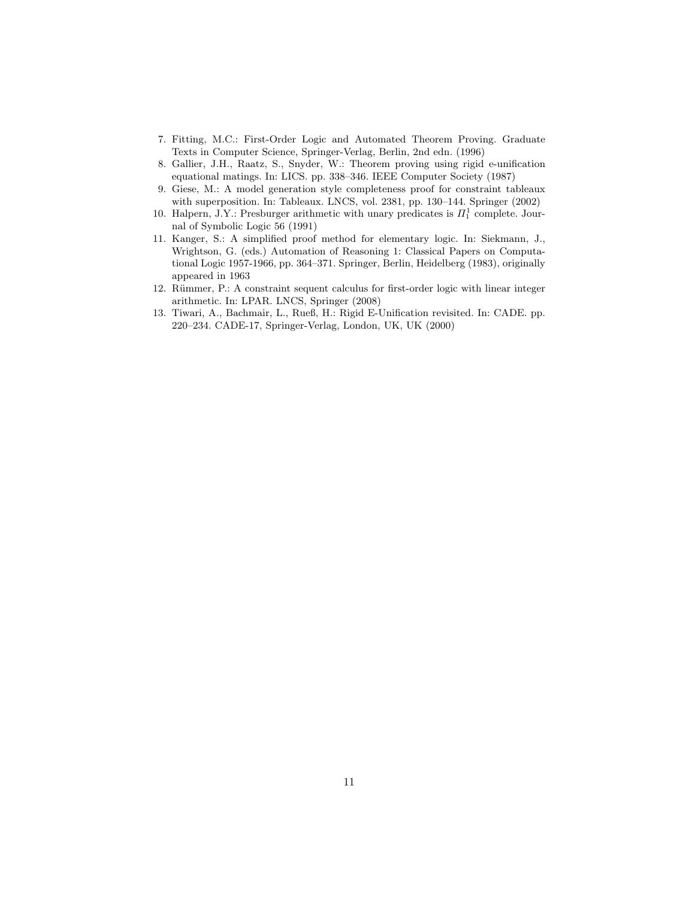7. Fitting, M.C.: First-Order Logic and Automated Theorem Proving. Graduate Texts in Computer Science, Springer-Verlag, Berlin, 2nd edn. (1996)
8. Gallier, J.H., Raatz, S., Snyder, W.: Theorem proving using rigid e-unification equational matings. In: LICS. pp. 338–346. IEEE Computer Society (1987)
9. Giese, M.: A model generation style completeness proof for constraint tableaux with superposition. In: Tableaux. LNCS, vol. 2381, pp. 130–144. Springer (2002)
10. Halpern, J.Y.: Presburger arithmetic with unary predicates is $\Pi^1_1$ complete. Journal of Symbolic Logic 56 (1991)
11. Kanger, S.: A simplified proof method for elementary logic. In: Siekmann, J., Wrightson, G. (eds.) Automation of Reasoning 1: Classical Papers on Computational Logic 1957-1966, pp. 364–371. Springer, Berlin, Heidelberg (1983), originally appeared in 1963
12. Rümmer, P.: A constraint sequent calculus for first-order logic with linear integer arithmetic. In: LPAR. LNCS, Springer (2008)
13. Tiwari, A., Bachmair, L., Rueß, H.: Rigid E-Unification revisited. In: CADE. pp. 220–234. CADE-17, Springer-Verlag, London, UK, UK (2000)